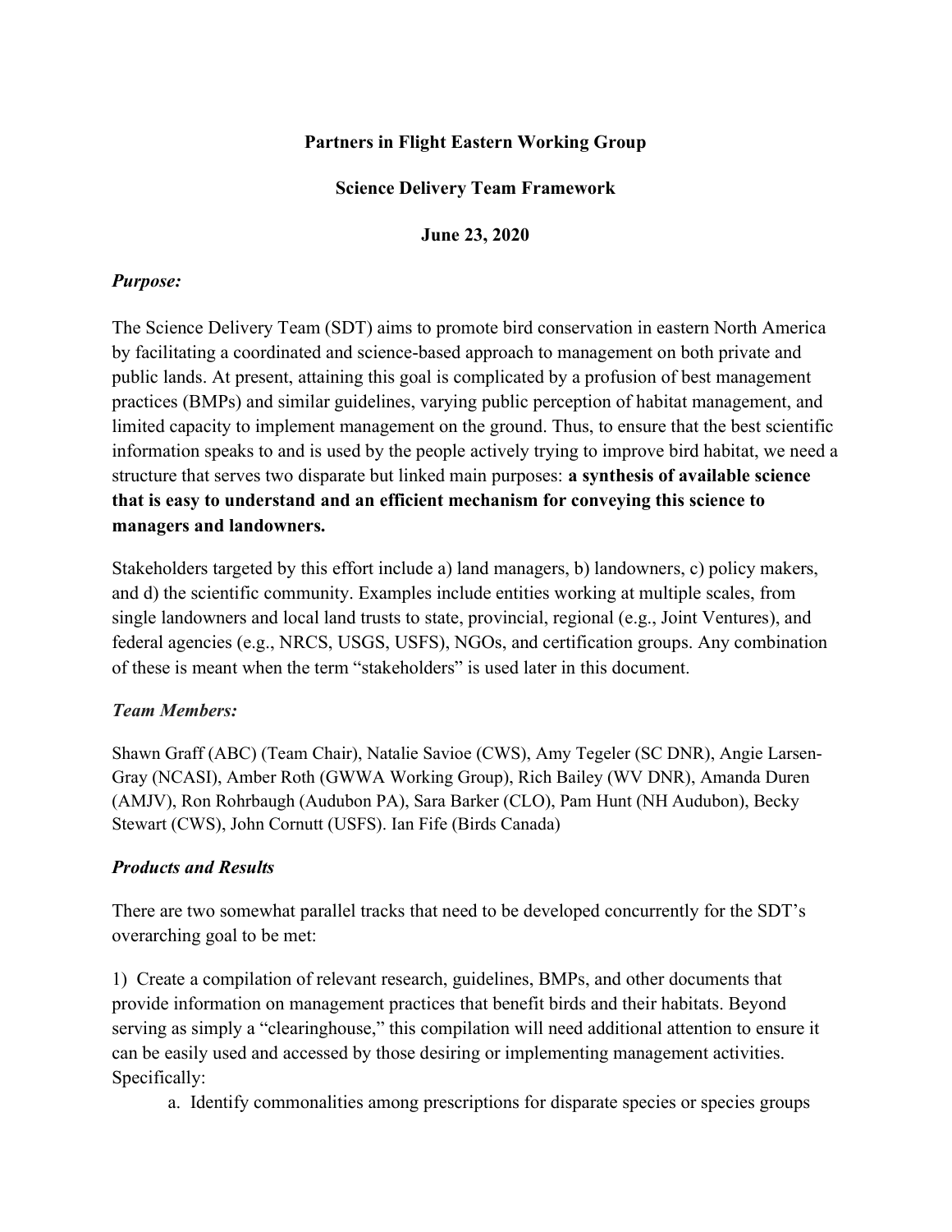**Partners in Flight Eastern Working Group**

**Science Delivery Team Framework**

**June 23, 2020**

### *Purpose:*

The Science Delivery Team (SDT) aims to promote bird conservation in eastern North America by facilitating a coordinated and science-based approach to management on both private and public lands. At present, attaining this goal is complicated by a profusion of best management practices (BMPs) and similar guidelines, varying public perception of habitat management, and limited capacity to implement management on the ground. Thus, to ensure that the best scientific information speaks to and is used by the people actively trying to improve bird habitat, we need a structure that serves two disparate but linked main purposes: **a synthesis of available science that is easy to understand and an efficient mechanism for conveying this science to managers and landowners.**

Stakeholders targeted by this effort include a) land managers, b) landowners, c) policy makers, and d) the scientific community. Examples include entities working at multiple scales, from single landowners and local land trusts to state, provincial, regional (e.g., Joint Ventures), and federal agencies (e.g., NRCS, USGS, USFS), NGOs, and certification groups. Any combination of these is meant when the term "stakeholders" is used later in this document.

### *Team Members:*

Shawn Graff (ABC) (Team Chair), Natalie Savioe (CWS), Amy Tegeler (SC DNR), Angie Larsen-Gray (NCASI), Amber Roth (GWWA Working Group), Rich Bailey (WV DNR), Amanda Duren (AMJV), Ron Rohrbaugh (Audubon PA), Sara Barker (CLO), Pam Hunt (NH Audubon), Becky Stewart (CWS), John Cornutt (USFS). Ian Fife (Birds Canada)

### *Products and Results*

There are two somewhat parallel tracks that need to be developed concurrently for the SDT's overarching goal to be met:

1) Create a compilation of relevant research, guidelines, BMPs, and other documents that provide information on management practices that benefit birds and their habitats. Beyond serving as simply a "clearinghouse," this compilation will need additional attention to ensure it can be easily used and accessed by those desiring or implementing management activities. Specifically:

   a. Identify commonalities among prescriptions for disparate species or species groups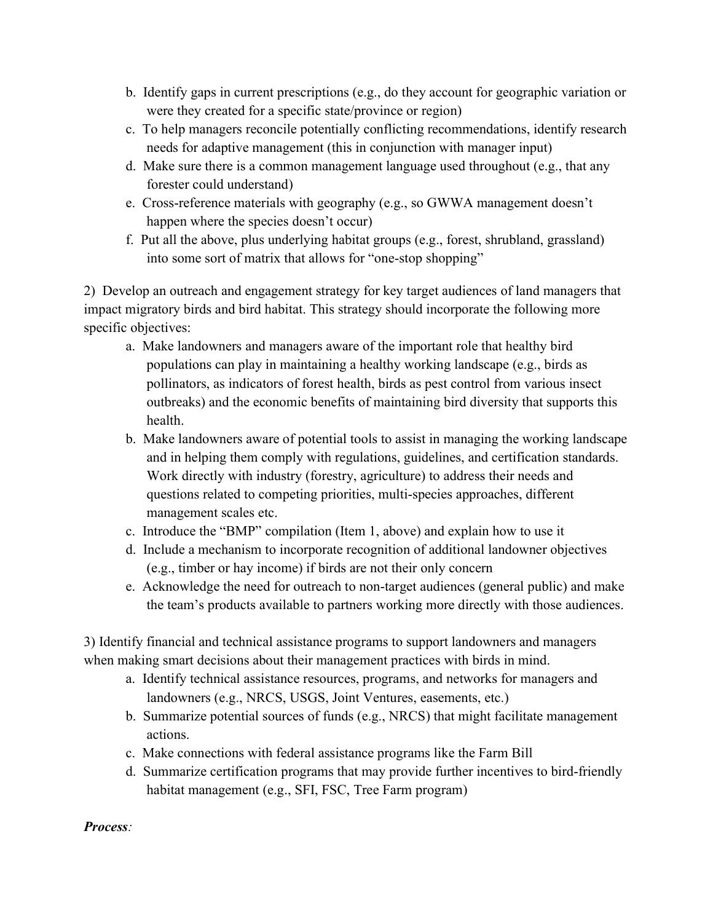b. Identify gaps in current prescriptions (e.g., do they account for geographic variation or were they created for a specific state/province or region)
   c. To help managers reconcile potentially conflicting recommendations, identify research needs for adaptive management (this in conjunction with manager input)
   d. Make sure there is a common management language used throughout (e.g., that any forester could understand)
   e. Cross-reference materials with geography (e.g., so GWWA management doesn't happen where the species doesn't occur)
   f. Put all the above, plus underlying habitat groups (e.g., forest, shrubland, grassland) into some sort of matrix that allows for "one-stop shopping"

2) Develop an outreach and engagement strategy for key target audiences of land managers that impact migratory birds and bird habitat. This strategy should incorporate the following more specific objectives:
   a. Make landowners and managers aware of the important role that healthy bird populations can play in maintaining a healthy working landscape (e.g., birds as pollinators, as indicators of forest health, birds as pest control from various insect outbreaks) and the economic benefits of maintaining bird diversity that supports this health.
   b. Make landowners aware of potential tools to assist in managing the working landscape and in helping them comply with regulations, guidelines, and certification standards. Work directly with industry (forestry, agriculture) to address their needs and questions related to competing priorities, multi-species approaches, different management scales etc.
   c. Introduce the "BMP" compilation (Item 1, above) and explain how to use it
   d. Include a mechanism to incorporate recognition of additional landowner objectives (e.g., timber or hay income) if birds are not their only concern
   e. Acknowledge the need for outreach to non-target audiences (general public) and make the team's products available to partners working more directly with those audiences.

3) Identify financial and technical assistance programs to support landowners and managers when making smart decisions about their management practices with birds in mind.
   a. Identify technical assistance resources, programs, and networks for managers and landowners (e.g., NRCS, USGS, Joint Ventures, easements, etc.)
   b. Summarize potential sources of funds (e.g., NRCS) that might facilitate management actions.
   c. Make connections with federal assistance programs like the Farm Bill
   d. Summarize certification programs that may provide further incentives to bird-friendly habitat management (e.g., SFI, FSC, Tree Farm program)

***Process**:*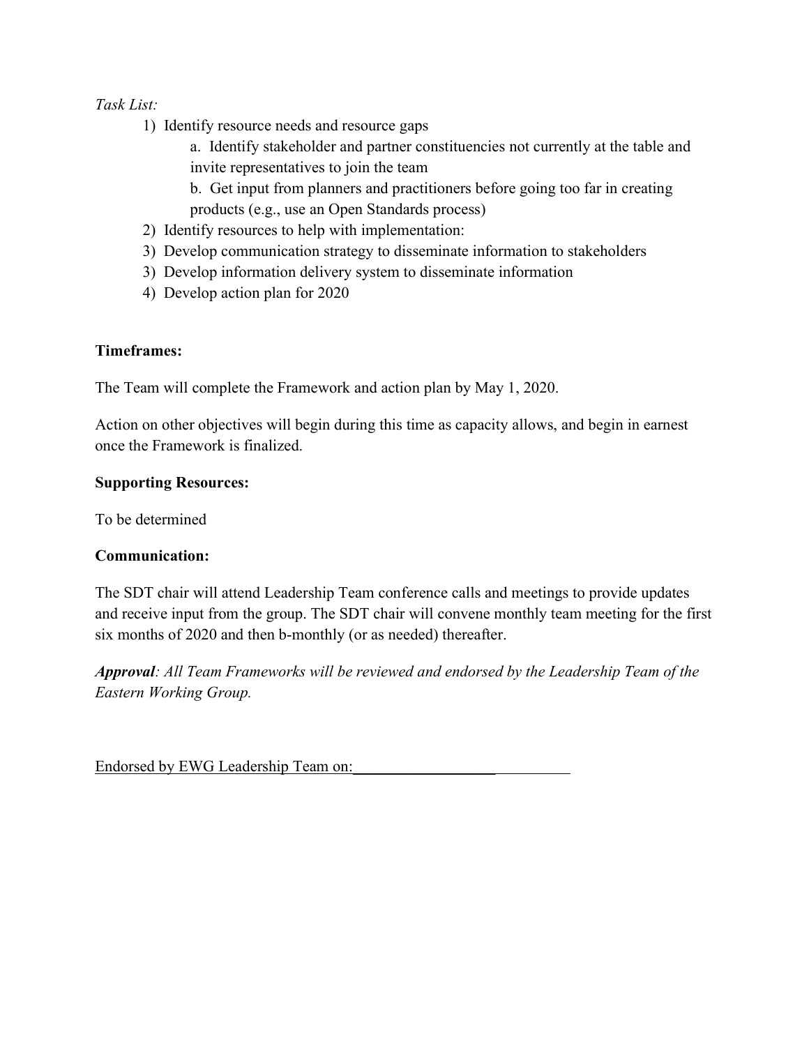*Task List:*

1) Identify resource needs and resource gaps
    a. Identify stakeholder and partner constituencies not currently at the table and invite representatives to join the team
    b. Get input from planners and practitioners before going too far in creating products (e.g., use an Open Standards process)
2) Identify resources to help with implementation:
3) Develop communication strategy to disseminate information to stakeholders
3) Develop information delivery system to disseminate information
4) Develop action plan for 2020

**Timeframes:**

The Team will complete the Framework and action plan by May 1, 2020.

Action on other objectives will begin during this time as capacity allows, and begin in earnest once the Framework is finalized.

**Supporting Resources:**

To be determined

**Communication:**

The SDT chair will attend Leadership Team conference calls and meetings to provide updates and receive input from the group. The SDT chair will convene monthly team meeting for the first six months of 2020 and then b-monthly (or as needed) thereafter.

***Approval****: All Team Frameworks will be reviewed and endorsed by the Leadership Team of the Eastern Working Group.*

Endorsed by EWG Leadership Team on:____________________________